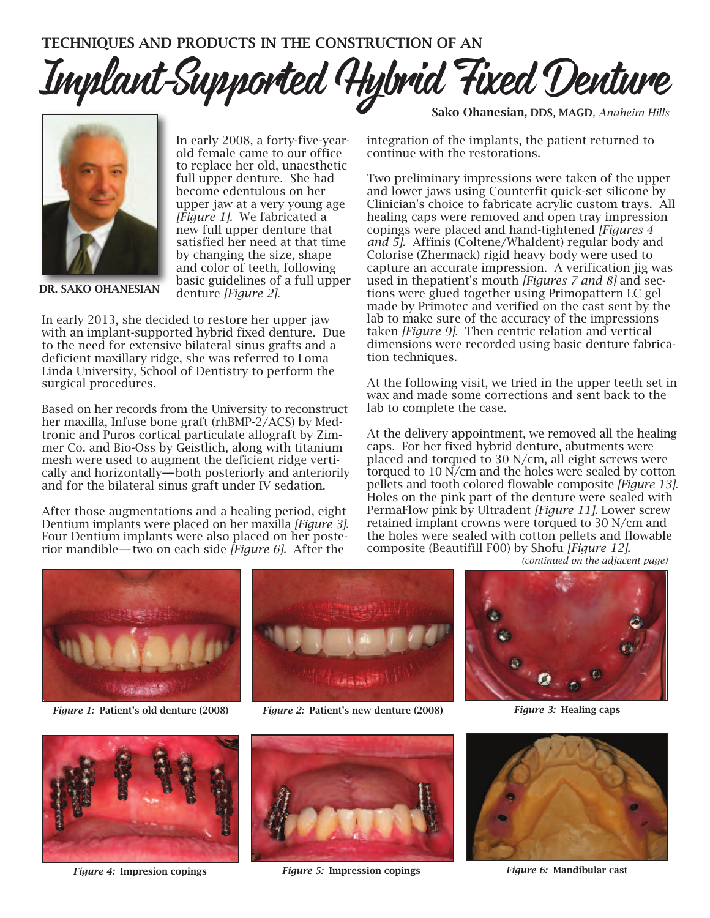TECHNIQUES AND PRODUCTS IN THE CONSTRUCTION OF AN

# Implant-Supported Hybrid Fixed Denture

**Sako Ohanesian, DDS, MAGD**, *Anaheim Hills*

DR. SAKO OHANESIAN

In early 2008, a forty-five-year-old female came to our office to replace her old, unaesthetic full upper denture. She had become edentulous on her upper jaw at a very young age *[Figure 1]*. We fabricated a new full upper denture that satisfied her need at that time by changing the size, shape and color of teeth, following basic guidelines of a full upper denture *[Figure 2]*.

In early 2013, she decided to restore her upper jaw with an implant-supported hybrid fixed denture. Due to the need for extensive bilateral sinus grafts and a deficient maxillary ridge, she was referred to Loma Linda University, School of Dentistry to perform the surgical procedures.

Based on her records from the University to reconstruct her maxilla, Infuse bone graft (rhBMP-2/ACS) by Medtronic and Puros cortical particulate allograft by Zimmer Co. and Bio-Oss by Geistlich, along with titanium mesh were used to augment the deficient ridge vertically and horizontally—both posteriorly and anteriorily and for the bilateral sinus graft under IV sedation.

After those augmentations and a healing period, eight Dentium implants were placed on her maxilla *[Figure 3]*. Four Dentium implants were also placed on her posterior mandible—two on each side *[Figure 6]*. After the integration of the implants, the patient returned to continue with the restorations.

Two preliminary impressions were taken of the upper and lower jaws using Counterfit quick-set silicone by Clinician's choice to fabricate acrylic custom trays. All healing caps were removed and open tray impression copings were placed and hand-tightened *[Figures 4 and 5]*. Affinis (Coltene/Whaldent) regular body and Colorise (Zhermack) rigid heavy body were used to capture an accurate impression. A verification jig was used in thepatient's mouth *[Figures 7 and 8]* and sections were glued together using Primopattern LC gel made by Primotec and verified on the cast sent by the lab to make sure of the accuracy of the impressions taken *[Figure 9]*. Then centric relation and vertical dimensions were recorded using basic denture fabrication techniques.

At the following visit, we tried in the upper teeth set in wax and made some corrections and sent back to the lab to complete the case.

At the delivery appointment, we removed all the healing caps. For her fixed hybrid denture, abutments were placed and torqued to 30 N/cm, all eight screws were torqued to 10 N/cm and the holes were sealed by cotton pellets and tooth colored flowable composite *[Figure 13]*. Holes on the pink part of the denture were sealed with PermaFlow pink by Ultradent *[Figure 11]*. Lower screw retained implant crowns were torqued to 30 N/cm and the holes were sealed with cotton pellets and flowable composite (Beautifill F00) by Shofu *[Figure 12]*.

*(continued on the adjacent page)*

*Figure 1:* **Patient's old denture (2008)**

*Figure 2:* **Patient's new denture (2008)**

*Figure 3:* **Healing caps**

*Figure 4:* **Impresion copings**

*Figure 5:* **Impression copings**

*Figure 6:* **Mandibular cast**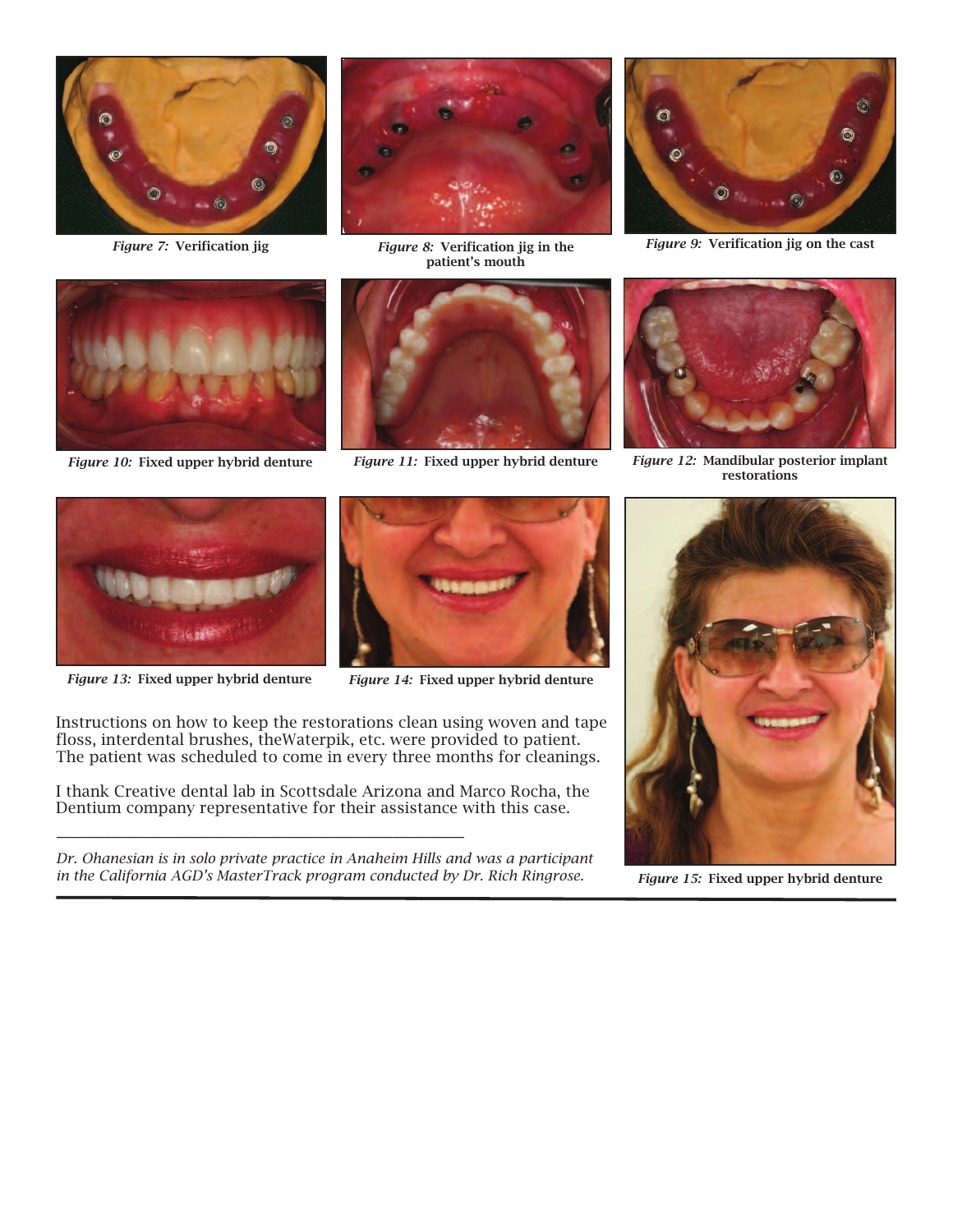*Figure 7:* **Verification jig**

*Figure 8:* **Verification jig in the patient's mouth**

*Figure 9:* **Verification jig on the cast**

*Figure 10:* **Fixed upper hybrid denture**

*Figure 11:* **Fixed upper hybrid denture**

*Figure 12:* **Mandibular posterior implant restorations**

*Figure 13:* **Fixed upper hybrid denture**

*Figure 14:* **Fixed upper hybrid denture**

Instructions on how to keep the restorations clean using woven and tape floss, interdental brushes, theWaterpik, etc. were provided to patient. The patient was scheduled to come in every three months for cleanings.

I thank Creative dental lab in Scottsdale Arizona and Marco Rocha, the Dentium company representative for their assistance with this case.

---

*Dr. Ohanesian is in solo private practice in Anaheim Hills and was a participant in the California AGD's MasterTrack program conducted by Dr. Rich Ringrose.*

*Figure 15:* **Fixed upper hybrid denture**